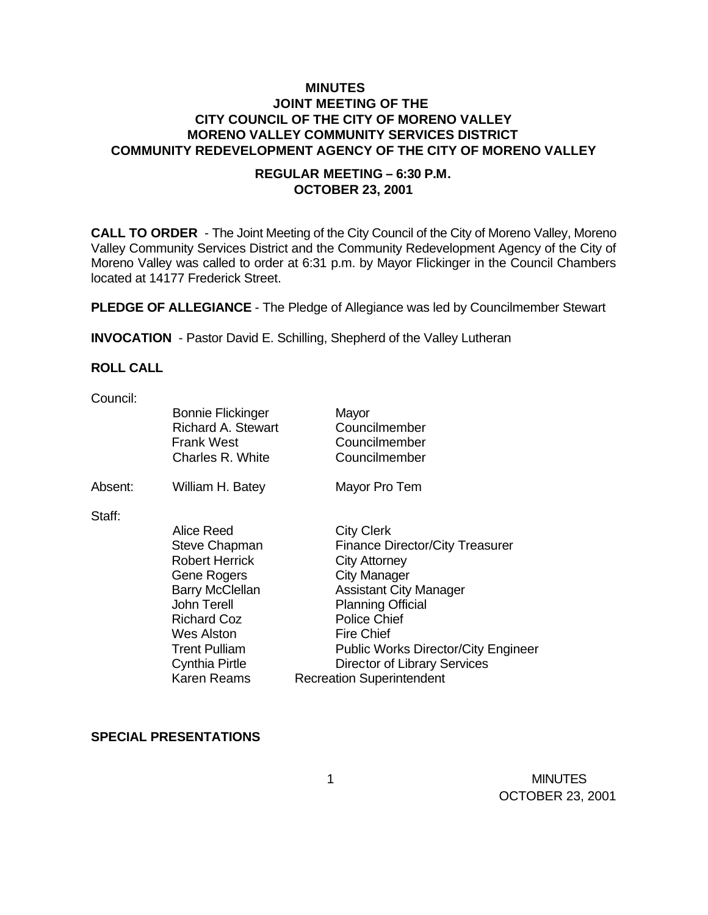# MINUTES
## JOINT MEETING OF THE
## CITY COUNCIL OF THE CITY OF MORENO VALLEY
## MORENO VALLEY COMMUNITY SERVICES DISTRICT
## COMMUNITY REDEVELOPMENT AGENCY OF THE CITY OF MORENO VALLEY

### REGULAR MEETING – 6:30 P.M.
### OCTOBER 23, 2001

**CALL TO ORDER** - The Joint Meeting of the City Council of the City of Moreno Valley, Moreno Valley Community Services District and the Community Redevelopment Agency of the City of Moreno Valley was called to order at 6:31 p.m. by Mayor Flickinger in the Council Chambers located at 14177 Frederick Street.

**PLEDGE OF ALLEGIANCE** - The Pledge of Allegiance was led by Councilmember Stewart

**INVOCATION** - Pastor David E. Schilling, Shepherd of the Valley Lutheran

**ROLL CALL**

Council:

| | |
|---|---|
| Bonnie Flickinger | Mayor |
| Richard A. Stewart | Councilmember |
| Frank West | Councilmember |
| Charles R. White | Councilmember |

Absent:

| | |
|---|---|
| William H. Batey | Mayor Pro Tem |

Staff:

| | |
|---|---|
| Alice Reed | City Clerk |
| Steve Chapman | Finance Director/City Treasurer |
| Robert Herrick | City Attorney |
| Gene Rogers | City Manager |
| Barry McClellan | Assistant City Manager |
| John Terell | Planning Official |
| Richard Coz | Police Chief |
| Wes Alston | Fire Chief |
| Trent Pulliam | Public Works Director/City Engineer |
| Cynthia Pirtle | Director of Library Services |
| Karen Reams | Recreation Superintendent |

**SPECIAL PRESENTATIONS**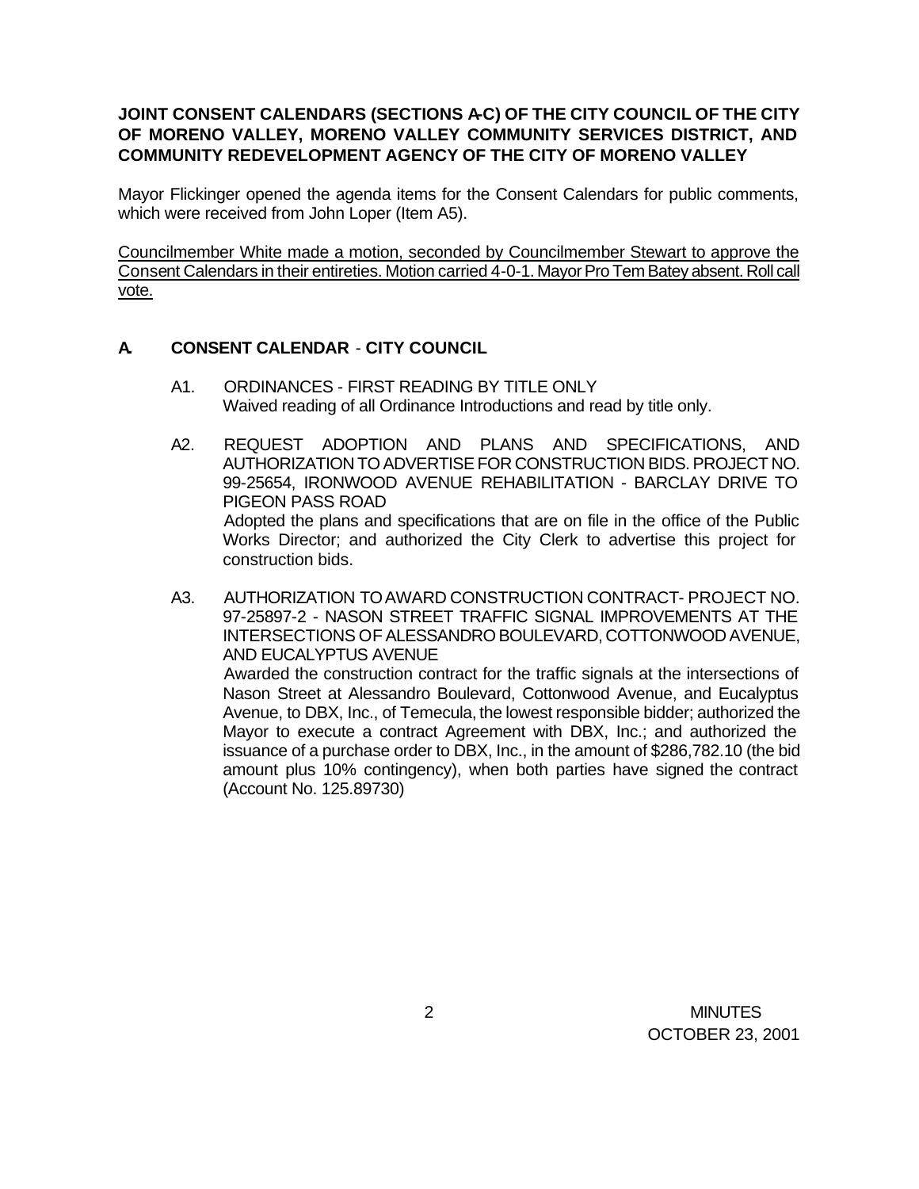**JOINT CONSENT CALENDARS (SECTIONS A-C) OF THE CITY COUNCIL OF THE CITY OF MORENO VALLEY, MORENO VALLEY COMMUNITY SERVICES DISTRICT, AND COMMUNITY REDEVELOPMENT AGENCY OF THE CITY OF MORENO VALLEY**

Mayor Flickinger opened the agenda items for the Consent Calendars for public comments, which were received from John Loper (Item A5).

<u>Councilmember White made a motion, seconded by Councilmember Stewart to approve the Consent Calendars in their entireties. Motion carried 4-0-1. Mayor Pro Tem Batey absent. Roll call vote.</u>

## A. CONSENT CALENDAR - CITY COUNCIL

A1. ORDINANCES - FIRST READING BY TITLE ONLY
Waived reading of all Ordinance Introductions and read by title only.

A2. REQUEST ADOPTION AND PLANS AND SPECIFICATIONS, AND AUTHORIZATION TO ADVERTISE FOR CONSTRUCTION BIDS. PROJECT NO. 99-25654, IRONWOOD AVENUE REHABILITATION - BARCLAY DRIVE TO PIGEON PASS ROAD
Adopted the plans and specifications that are on file in the office of the Public Works Director; and authorized the City Clerk to advertise this project for construction bids.

A3. AUTHORIZATION TO AWARD CONSTRUCTION CONTRACT- PROJECT NO. 97-25897-2 - NASON STREET TRAFFIC SIGNAL IMPROVEMENTS AT THE INTERSECTIONS OF ALESSANDRO BOULEVARD, COTTONWOOD AVENUE, AND EUCALYPTUS AVENUE
Awarded the construction contract for the traffic signals at the intersections of Nason Street at Alessandro Boulevard, Cottonwood Avenue, and Eucalyptus Avenue, to DBX, Inc., of Temecula, the lowest responsible bidder; authorized the Mayor to execute a contract Agreement with DBX, Inc.; and authorized the issuance of a purchase order to DBX, Inc., in the amount of $286,782.10 (the bid amount plus 10% contingency), when both parties have signed the contract (Account No. 125.89730)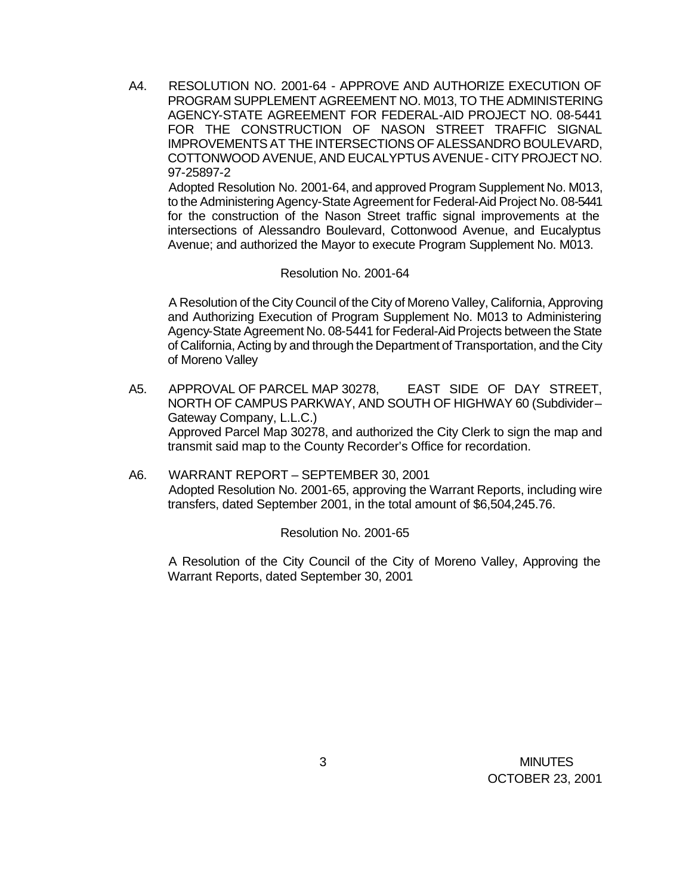A4. RESOLUTION NO. 2001-64 - APPROVE AND AUTHORIZE EXECUTION OF PROGRAM SUPPLEMENT AGREEMENT NO. M013, TO THE ADMINISTERING AGENCY-STATE AGREEMENT FOR FEDERAL-AID PROJECT NO. 08-5441 FOR THE CONSTRUCTION OF NASON STREET TRAFFIC SIGNAL IMPROVEMENTS AT THE INTERSECTIONS OF ALESSANDRO BOULEVARD, COTTONWOOD AVENUE, AND EUCALYPTUS AVENUE - CITY PROJECT NO. 97-25897-2

Adopted Resolution No. 2001-64, and approved Program Supplement No. M013, to the Administering Agency-State Agreement for Federal-Aid Project No. 08-5441 for the construction of the Nason Street traffic signal improvements at the intersections of Alessandro Boulevard, Cottonwood Avenue, and Eucalyptus Avenue; and authorized the Mayor to execute Program Supplement No. M013.

Resolution No. 2001-64

A Resolution of the City Council of the City of Moreno Valley, California, Approving and Authorizing Execution of Program Supplement No. M013 to Administering Agency-State Agreement No. 08-5441 for Federal-Aid Projects between the State of California, Acting by and through the Department of Transportation, and the City of Moreno Valley

A5. APPROVAL OF PARCEL MAP 30278, EAST SIDE OF DAY STREET, NORTH OF CAMPUS PARKWAY, AND SOUTH OF HIGHWAY 60 (Subdivider – Gateway Company, L.L.C.)

Approved Parcel Map 30278, and authorized the City Clerk to sign the map and transmit said map to the County Recorder's Office for recordation.

A6. WARRANT REPORT – SEPTEMBER 30, 2001

Adopted Resolution No. 2001-65, approving the Warrant Reports, including wire transfers, dated September 2001, in the total amount of $6,504,245.76.

Resolution No. 2001-65

A Resolution of the City Council of the City of Moreno Valley, Approving the Warrant Reports, dated September 30, 2001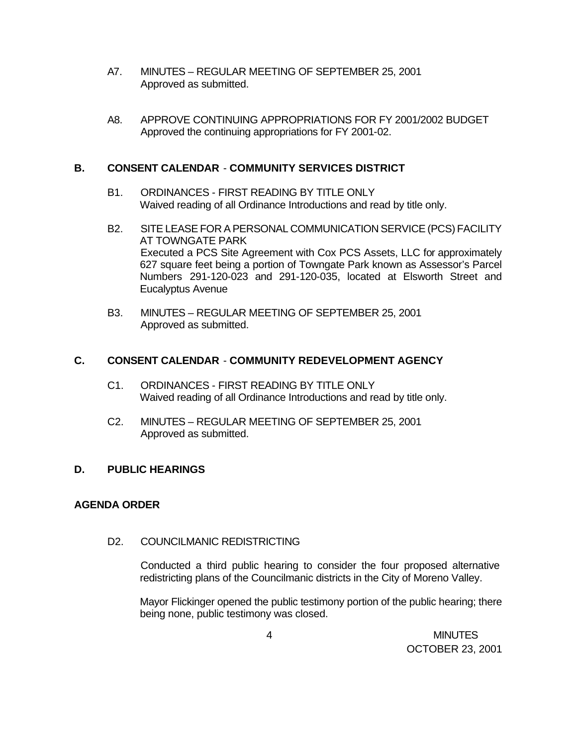A7. MINUTES – REGULAR MEETING OF SEPTEMBER 25, 2001
Approved as submitted.

A8. APPROVE CONTINUING APPROPRIATIONS FOR FY 2001/2002 BUDGET
Approved the continuing appropriations for FY 2001-02.

## B. CONSENT CALENDAR - COMMUNITY SERVICES DISTRICT

B1. ORDINANCES - FIRST READING BY TITLE ONLY
Waived reading of all Ordinance Introductions and read by title only.

B2. SITE LEASE FOR A PERSONAL COMMUNICATION SERVICE (PCS) FACILITY AT TOWNGATE PARK
Executed a PCS Site Agreement with Cox PCS Assets, LLC for approximately 627 square feet being a portion of Towngate Park known as Assessor's Parcel Numbers 291-120-023 and 291-120-035, located at Elsworth Street and Eucalyptus Avenue

B3. MINUTES – REGULAR MEETING OF SEPTEMBER 25, 2001
Approved as submitted.

## C. CONSENT CALENDAR - COMMUNITY REDEVELOPMENT AGENCY

C1. ORDINANCES - FIRST READING BY TITLE ONLY
Waived reading of all Ordinance Introductions and read by title only.

C2. MINUTES – REGULAR MEETING OF SEPTEMBER 25, 2001
Approved as submitted.

## D. PUBLIC HEARINGS

## AGENDA ORDER

D2. COUNCILMANIC REDISTRICTING

Conducted a third public hearing to consider the four proposed alternative redistricting plans of the Councilmanic districts in the City of Moreno Valley.

Mayor Flickinger opened the public testimony portion of the public hearing; there being none, public testimony was closed.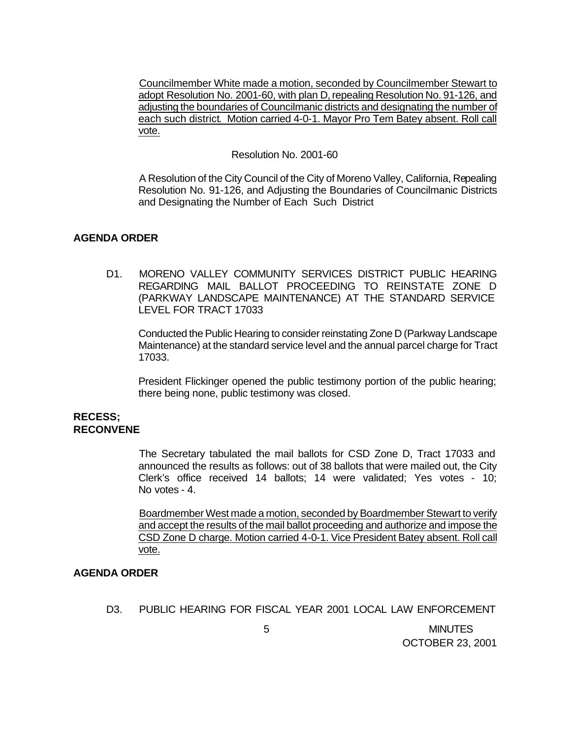Councilmember White made a motion, seconded by Councilmember Stewart to adopt Resolution No. 2001-60, with plan D, repealing Resolution No. 91-126, and adjusting the boundaries of Councilmanic districts and designating the number of each such district. Motion carried 4-0-1. Mayor Pro Tem Batey absent. Roll call vote.

Resolution No. 2001-60

A Resolution of the City Council of the City of Moreno Valley, California, Repealing Resolution No. 91-126, and Adjusting the Boundaries of Councilmanic Districts and Designating the Number of Each Such District

**AGENDA ORDER**

D1. MORENO VALLEY COMMUNITY SERVICES DISTRICT PUBLIC HEARING REGARDING MAIL BALLOT PROCEEDING TO REINSTATE ZONE D (PARKWAY LANDSCAPE MAINTENANCE) AT THE STANDARD SERVICE LEVEL FOR TRACT 17033

Conducted the Public Hearing to consider reinstating Zone D (Parkway Landscape Maintenance) at the standard service level and the annual parcel charge for Tract 17033.

President Flickinger opened the public testimony portion of the public hearing; there being none, public testimony was closed.

**RECESS; RECONVENE**

The Secretary tabulated the mail ballots for CSD Zone D, Tract 17033 and announced the results as follows: out of 38 ballots that were mailed out, the City Clerk's office received 14 ballots; 14 were validated; Yes votes - 10; No votes - 4.

Boardmember West made a motion, seconded by Boardmember Stewart to verify and accept the results of the mail ballot proceeding and authorize and impose the CSD Zone D charge. Motion carried 4-0-1. Vice President Batey absent. Roll call vote.

**AGENDA ORDER**

D3. PUBLIC HEARING FOR FISCAL YEAR 2001 LOCAL LAW ENFORCEMENT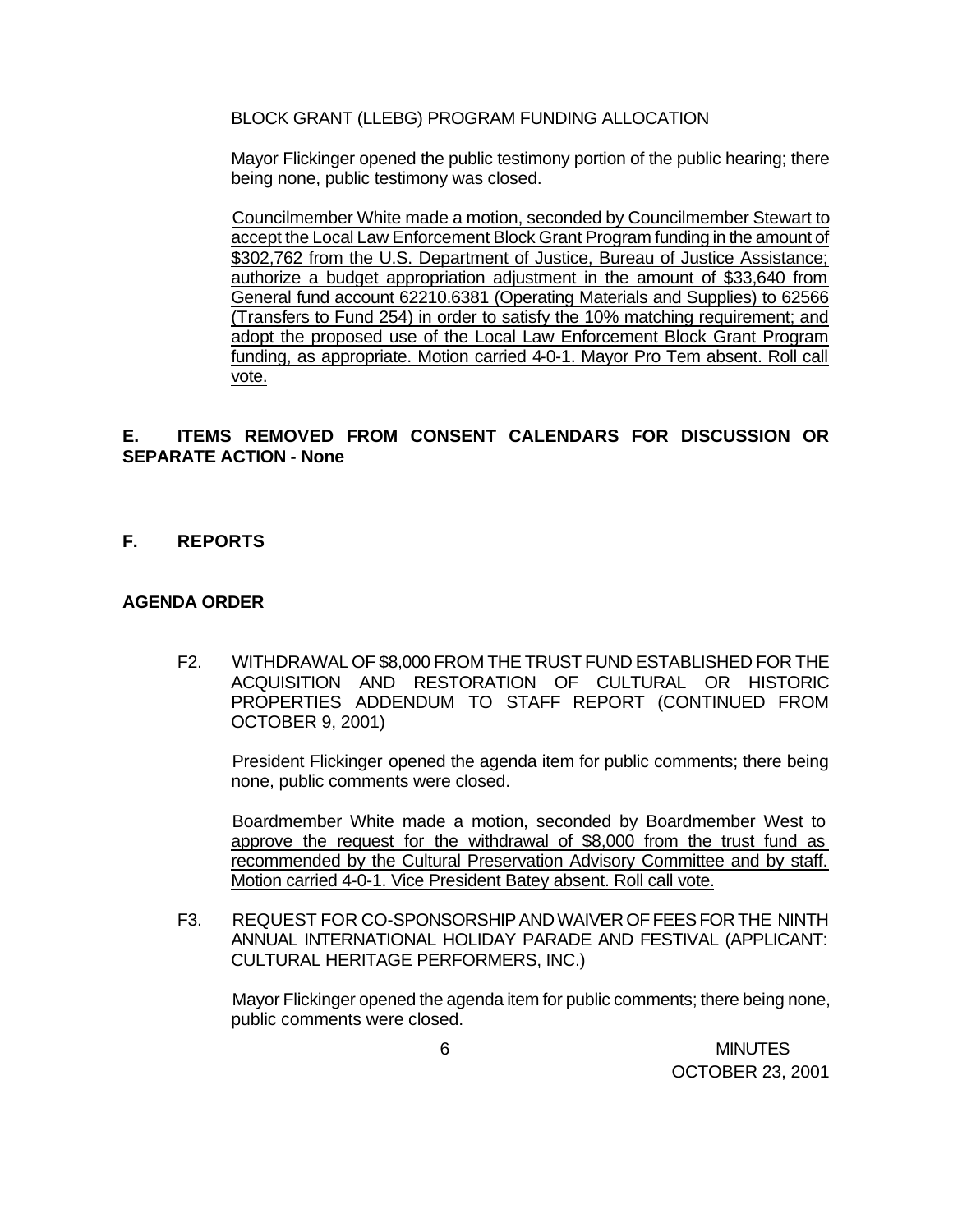BLOCK GRANT (LLEBG) PROGRAM FUNDING ALLOCATION

Mayor Flickinger opened the public testimony portion of the public hearing; there being none, public testimony was closed.

Councilmember White made a motion, seconded by Councilmember Stewart to accept the Local Law Enforcement Block Grant Program funding in the amount of $302,762 from the U.S. Department of Justice, Bureau of Justice Assistance; authorize a budget appropriation adjustment in the amount of $33,640 from General fund account 62210.6381 (Operating Materials and Supplies) to 62566 (Transfers to Fund 254) in order to satisfy the 10% matching requirement; and adopt the proposed use of the Local Law Enforcement Block Grant Program funding, as appropriate. Motion carried 4-0-1. Mayor Pro Tem absent. Roll call vote.

## E. ITEMS REMOVED FROM CONSENT CALENDARS FOR DISCUSSION OR SEPARATE ACTION - None

## F. REPORTS

### AGENDA ORDER

F2. WITHDRAWAL OF $8,000 FROM THE TRUST FUND ESTABLISHED FOR THE ACQUISITION AND RESTORATION OF CULTURAL OR HISTORIC PROPERTIES ADDENDUM TO STAFF REPORT (CONTINUED FROM OCTOBER 9, 2001)

President Flickinger opened the agenda item for public comments; there being none, public comments were closed.

Boardmember White made a motion, seconded by Boardmember West to approve the request for the withdrawal of $8,000 from the trust fund as recommended by the Cultural Preservation Advisory Committee and by staff. Motion carried 4-0-1. Vice President Batey absent. Roll call vote.

F3. REQUEST FOR CO-SPONSORSHIP AND WAIVER OF FEES FOR THE NINTH ANNUAL INTERNATIONAL HOLIDAY PARADE AND FESTIVAL (APPLICANT: CULTURAL HERITAGE PERFORMERS, INC.)

Mayor Flickinger opened the agenda item for public comments; there being none, public comments were closed.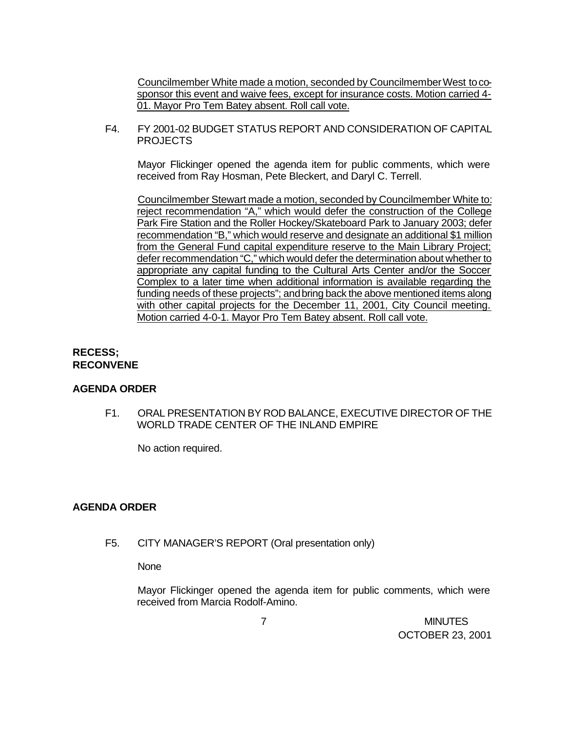Councilmember White made a motion, seconded by Councilmember West to co-sponsor this event and waive fees, except for insurance costs. Motion carried 4-01. Mayor Pro Tem Batey absent. Roll call vote.

F4. FY 2001-02 BUDGET STATUS REPORT AND CONSIDERATION OF CAPITAL PROJECTS

Mayor Flickinger opened the agenda item for public comments, which were received from Ray Hosman, Pete Bleckert, and Daryl C. Terrell.

Councilmember Stewart made a motion, seconded by Councilmember White to: reject recommendation "A," which would defer the construction of the College Park Fire Station and the Roller Hockey/Skateboard Park to January 2003; defer recommendation "B," which would reserve and designate an additional $1 million from the General Fund capital expenditure reserve to the Main Library Project; defer recommendation "C," which would defer the determination about whether to appropriate any capital funding to the Cultural Arts Center and/or the Soccer Complex to a later time when additional information is available regarding the funding needs of these projects"; and bring back the above mentioned items along with other capital projects for the December 11, 2001, City Council meeting. Motion carried 4-0-1. Mayor Pro Tem Batey absent. Roll call vote.

**RECESS; RECONVENE**

**AGENDA ORDER**

F1. ORAL PRESENTATION BY ROD BALANCE, EXECUTIVE DIRECTOR OF THE WORLD TRADE CENTER OF THE INLAND EMPIRE

No action required.

**AGENDA ORDER**

F5. CITY MANAGER'S REPORT (Oral presentation only)

None

Mayor Flickinger opened the agenda item for public comments, which were received from Marcia Rodolf-Amino.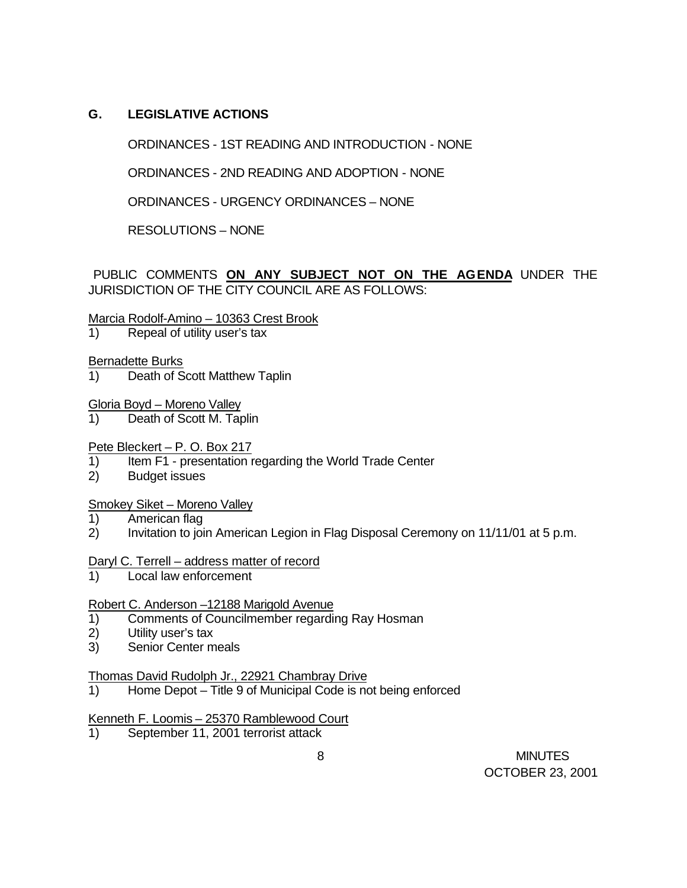## G. LEGISLATIVE ACTIONS

ORDINANCES - 1ST READING AND INTRODUCTION - NONE

ORDINANCES - 2ND READING AND ADOPTION - NONE

ORDINANCES - URGENCY ORDINANCES – NONE

RESOLUTIONS – NONE

PUBLIC COMMENTS **ON ANY SUBJECT NOT ON THE AGENDA** UNDER THE JURISDICTION OF THE CITY COUNCIL ARE AS FOLLOWS:

Marcia Rodolf-Amino – 10363 Crest Brook

1) Repeal of utility user's tax

Bernadette Burks

1) Death of Scott Matthew Taplin

Gloria Boyd – Moreno Valley

1) Death of Scott M. Taplin

Pete Bleckert – P. O. Box 217

1) Item F1 - presentation regarding the World Trade Center
2) Budget issues

Smokey Siket – Moreno Valley

1) American flag
2) Invitation to join American Legion in Flag Disposal Ceremony on 11/11/01 at 5 p.m.

Daryl C. Terrell – address matter of record

1) Local law enforcement

Robert C. Anderson –12188 Marigold Avenue

1) Comments of Councilmember regarding Ray Hosman
2) Utility user's tax
3) Senior Center meals

Thomas David Rudolph Jr., 22921 Chambray Drive

1) Home Depot – Title 9 of Municipal Code is not being enforced

Kenneth F. Loomis – 25370 Ramblewood Court

1) September 11, 2001 terrorist attack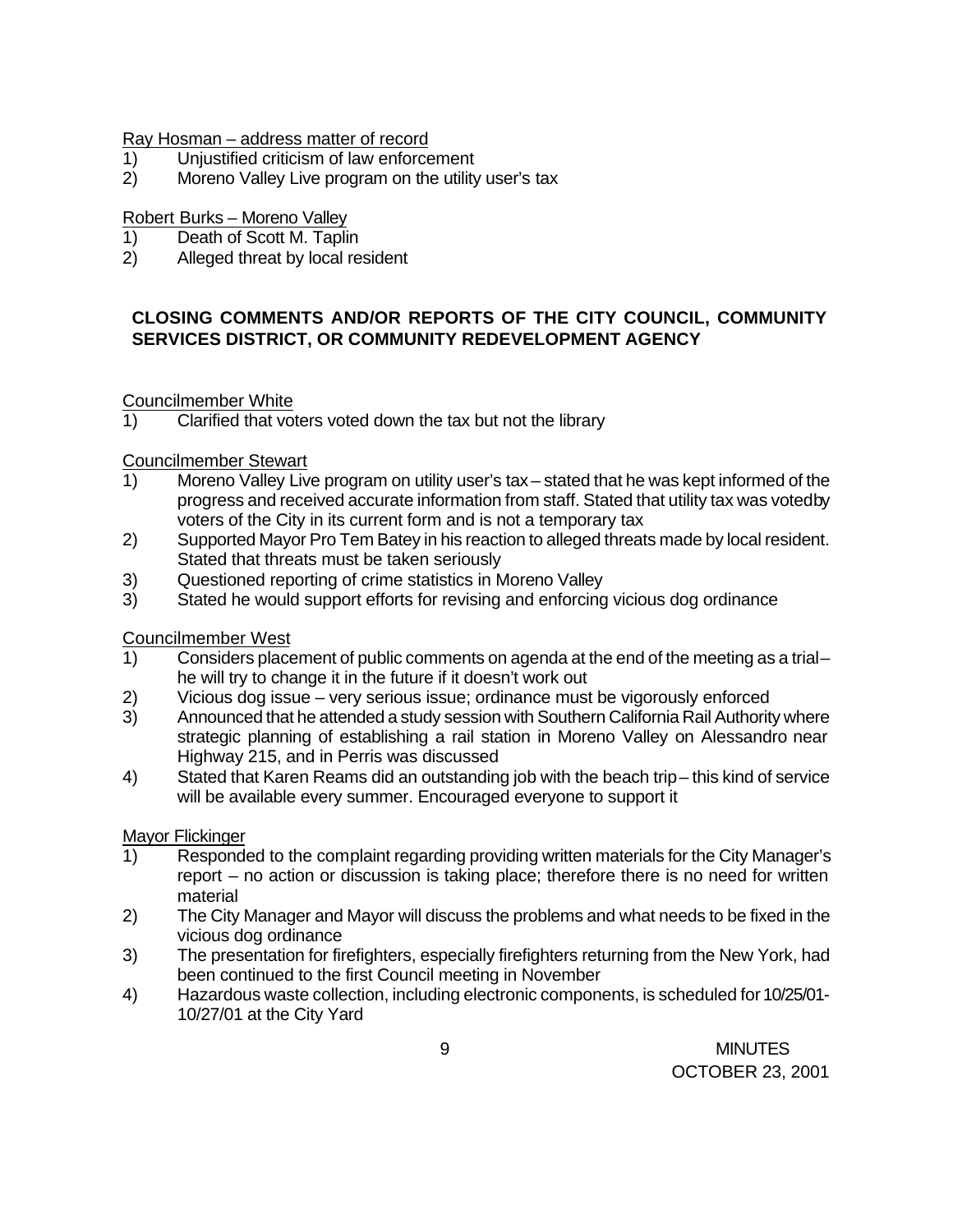Ray Hosman – address matter of record

1) Unjustified criticism of law enforcement
2) Moreno Valley Live program on the utility user's tax

Robert Burks – Moreno Valley

1) Death of Scott M. Taplin
2) Alleged threat by local resident

**CLOSING COMMENTS AND/OR REPORTS OF THE CITY COUNCIL, COMMUNITY SERVICES DISTRICT, OR COMMUNITY REDEVELOPMENT AGENCY**

Councilmember White

1) Clarified that voters voted down the tax but not the library

Councilmember Stewart

1) Moreno Valley Live program on utility user's tax – stated that he was kept informed of the progress and received accurate information from staff. Stated that utility tax was votedby voters of the City in its current form and is not a temporary tax
2) Supported Mayor Pro Tem Batey in his reaction to alleged threats made by local resident. Stated that threats must be taken seriously
3) Questioned reporting of crime statistics in Moreno Valley
3) Stated he would support efforts for revising and enforcing vicious dog ordinance

Councilmember West

1) Considers placement of public comments on agenda at the end of the meeting as a trial – he will try to change it in the future if it doesn't work out
2) Vicious dog issue – very serious issue; ordinance must be vigorously enforced
3) Announced that he attended a study session with Southern California Rail Authority where strategic planning of establishing a rail station in Moreno Valley on Alessandro near Highway 215, and in Perris was discussed
4) Stated that Karen Reams did an outstanding job with the beach trip – this kind of service will be available every summer. Encouraged everyone to support it

Mayor Flickinger

1) Responded to the complaint regarding providing written materials for the City Manager's report – no action or discussion is taking place; therefore there is no need for written material
2) The City Manager and Mayor will discuss the problems and what needs to be fixed in the vicious dog ordinance
3) The presentation for firefighters, especially firefighters returning from the New York, had been continued to the first Council meeting in November
4) Hazardous waste collection, including electronic components, is scheduled for 10/25/01-10/27/01 at the City Yard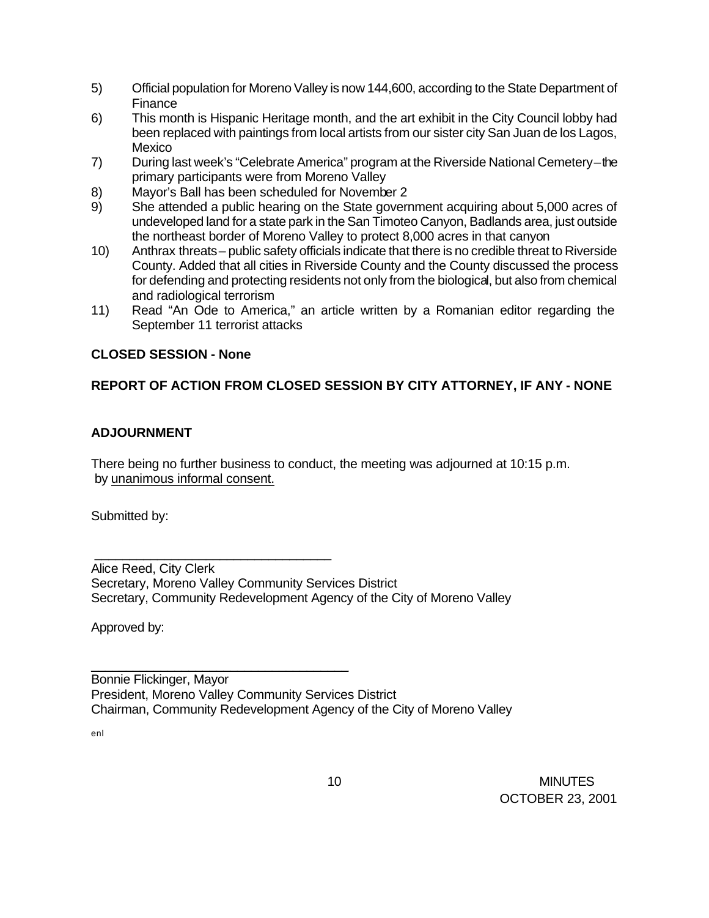5) Official population for Moreno Valley is now 144,600, according to the State Department of Finance
6) This month is Hispanic Heritage month, and the art exhibit in the City Council lobby had been replaced with paintings from local artists from our sister city San Juan de los Lagos, Mexico
7) During last week's "Celebrate America" program at the Riverside National Cemetery – the primary participants were from Moreno Valley
8) Mayor's Ball has been scheduled for November 2
9) She attended a public hearing on the State government acquiring about 5,000 acres of undeveloped land for a state park in the San Timoteo Canyon, Badlands area, just outside the northeast border of Moreno Valley to protect 8,000 acres in that canyon
10) Anthrax threats – public safety officials indicate that there is no credible threat to Riverside County. Added that all cities in Riverside County and the County discussed the process for defending and protecting residents not only from the biological, but also from chemical and radiological terrorism
11) Read "An Ode to America," an article written by a Romanian editor regarding the September 11 terrorist attacks

**CLOSED SESSION - None**

**REPORT OF ACTION FROM CLOSED SESSION BY CITY ATTORNEY, IF ANY - NONE**

**ADJOURNMENT**

There being no further business to conduct, the meeting was adjourned at 10:15 p.m. by unanimous informal consent.

Submitted by:

\_\_\_\_\_\_\_\_\_\_\_\_\_\_\_\_\_\_\_\_\_\_\_\_\_\_\_\_\_\_\_\_\_\_

Alice Reed, City Clerk
Secretary, Moreno Valley Community Services District
Secretary, Community Redevelopment Agency of the City of Moreno Valley

Approved by:

\_\_\_\_\_\_\_\_\_\_\_\_\_\_\_\_\_\_\_\_\_\_\_\_\_\_\_\_\_\_\_\_\_\_

Bonnie Flickinger, Mayor
President, Moreno Valley Community Services District
Chairman, Community Redevelopment Agency of the City of Moreno Valley

enl